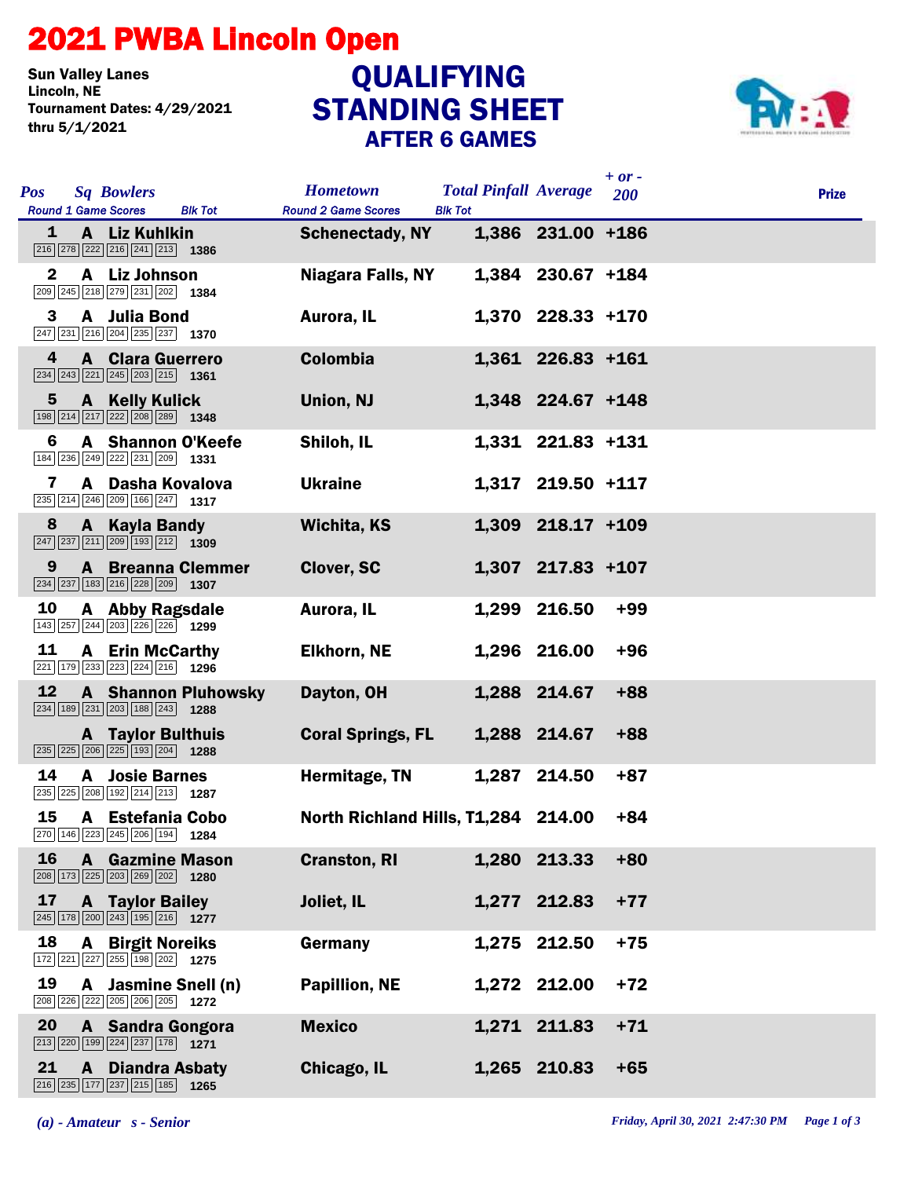# 2021 PWBA Lincoln Open

Sun Valley Lanes
Lincoln, NE
Tournament Dates: 4/29/2021 thru 5/1/2021

## QUALIFYING STANDING SHEET
### AFTER 6 GAMES

| Pos | Sq | Bowlers | Round 1 Game Scores | Blk Tot | Hometown | Total Pinfall | Average | + or - 200 | Prize |
|---|---|---|---|---|---|---|---|---|---|
| 1 | A | Liz Kuhlkin | 216 278 222 216 241 213 | 1386 | Schenectady, NY | 1,386 | 231.00 | +186 | |
| 2 | A | Liz Johnson | 209 245 218 279 231 202 | 1384 | Niagara Falls, NY | 1,384 | 230.67 | +184 | |
| 3 | A | Julia Bond | 247 231 216 204 235 237 | 1370 | Aurora, IL | 1,370 | 228.33 | +170 | |
| 4 | A | Clara Guerrero | 234 243 221 245 203 215 | 1361 | Colombia | 1,361 | 226.83 | +161 | |
| 5 | A | Kelly Kulick | 198 214 217 222 208 289 | 1348 | Union, NJ | 1,348 | 224.67 | +148 | |
| 6 | A | Shannon O'Keefe | 184 236 249 222 231 209 | 1331 | Shiloh, IL | 1,331 | 221.83 | +131 | |
| 7 | A | Dasha Kovalova | 235 214 246 209 166 247 | 1317 | Ukraine | 1,317 | 219.50 | +117 | |
| 8 | A | Kayla Bandy | 247 237 211 209 193 212 | 1309 | Wichita, KS | 1,309 | 218.17 | +109 | |
| 9 | A | Breanna Clemmer | 234 237 183 216 228 209 | 1307 | Clover, SC | 1,307 | 217.83 | +107 | |
| 10 | A | Abby Ragsdale | 143 257 244 203 226 226 | 1299 | Aurora, IL | 1,299 | 216.50 | +99 | |
| 11 | A | Erin McCarthy | 221 179 233 223 224 216 | 1296 | Elkhorn, NE | 1,296 | 216.00 | +96 | |
| 12 | A | Shannon Pluhowsky | 234 189 231 203 188 243 | 1288 | Dayton, OH | 1,288 | 214.67 | +88 | |
| | A | Taylor Bulthuis | 235 225 206 225 193 204 | 1288 | Coral Springs, FL | 1,288 | 214.67 | +88 | |
| 14 | A | Josie Barnes | 235 225 208 192 214 213 | 1287 | Hermitage, TN | 1,287 | 214.50 | +87 | |
| 15 | A | Estefania Cobo | 270 146 223 245 206 194 | 1284 | North Richland Hills, T | 1,284 | 214.00 | +84 | |
| 16 | A | Gazmine Mason | 208 173 225 203 269 202 | 1280 | Cranston, RI | 1,280 | 213.33 | +80 | |
| 17 | A | Taylor Bailey | 245 178 200 243 195 216 | 1277 | Joliet, IL | 1,277 | 212.83 | +77 | |
| 18 | A | Birgit Noreiks | 172 221 227 255 198 202 | 1275 | Germany | 1,275 | 212.50 | +75 | |
| 19 | A | Jasmine Snell (n) | 208 226 222 205 206 205 | 1272 | Papillion, NE | 1,272 | 212.00 | +72 | |
| 20 | A | Sandra Gongora | 213 220 199 224 237 178 | 1271 | Mexico | 1,271 | 211.83 | +71 | |
| 21 | A | Diandra Asbaty | 216 235 177 237 215 185 | 1265 | Chicago, IL | 1,265 | 210.83 | +65 | |

*(a) - Amateur s - Senior*

*Friday, April 30, 2021 2:47:30 PM*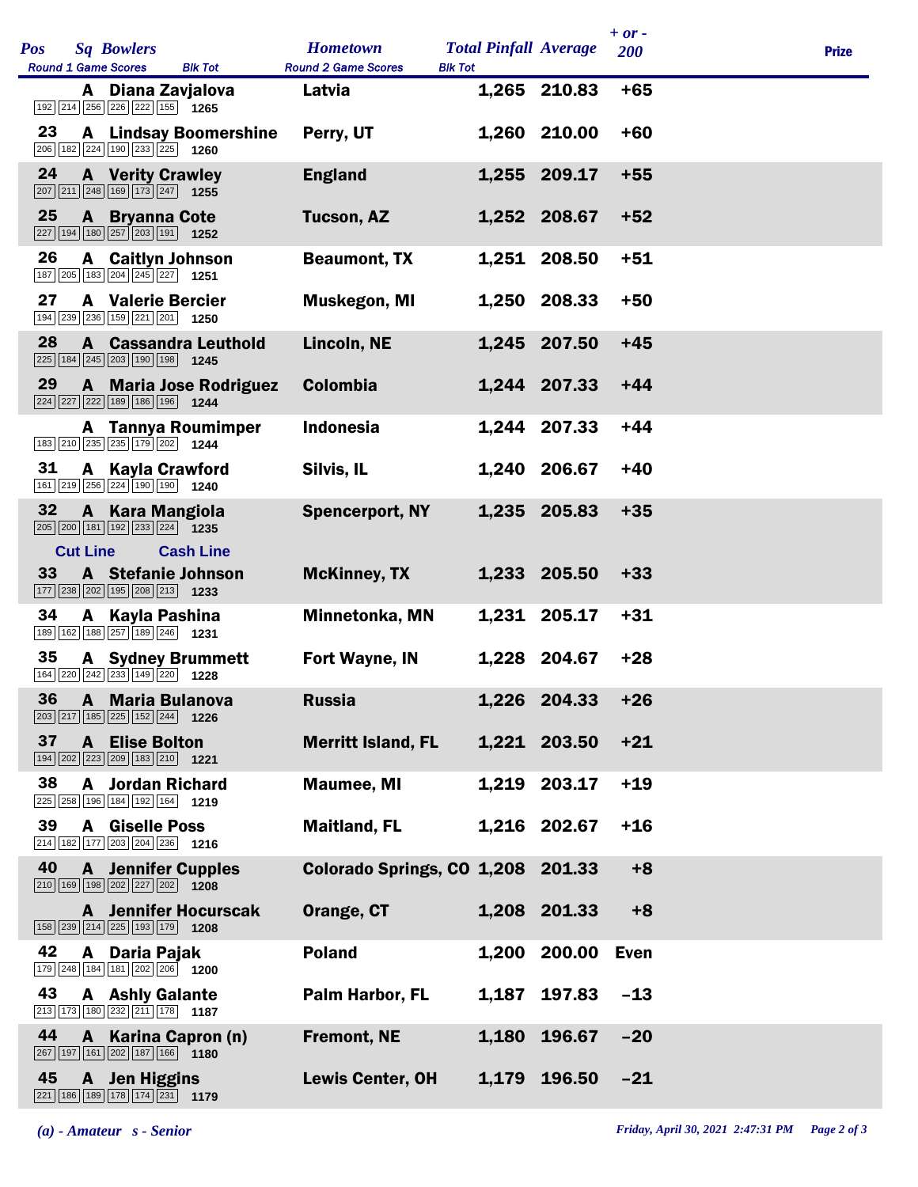| Pos | Sq | Bowlers | Round 1 Game Scores | Blk Tot | Hometown | Total Pinfall | Average | + or - 200 | Prize |
|---|---|---|---|---|---|---|---|---|---|
| | A | Diana Zavjalova | 192 214 256 226 222 155 | 1265 | Latvia | 1,265 | 210.83 | +65 | |
| 23 | A | Lindsay Boomershine | 206 182 224 190 233 225 | 1260 | Perry, UT | 1,260 | 210.00 | +60 | |
| 24 | A | Verity Crawley | 207 211 248 169 173 247 | 1255 | England | 1,255 | 209.17 | +55 | |
| 25 | A | Bryanna Cote | 227 194 180 257 203 191 | 1252 | Tucson, AZ | 1,252 | 208.67 | +52 | |
| 26 | A | Caitlyn Johnson | 187 205 183 204 245 227 | 1251 | Beaumont, TX | 1,251 | 208.50 | +51 | |
| 27 | A | Valerie Bercier | 194 239 236 159 221 201 | 1250 | Muskegon, MI | 1,250 | 208.33 | +50 | |
| 28 | A | Cassandra Leuthold | 225 184 245 203 190 198 | 1245 | Lincoln, NE | 1,245 | 207.50 | +45 | |
| 29 | A | Maria Jose Rodriguez | 224 227 222 189 186 196 | 1244 | Colombia | 1,244 | 207.33 | +44 | |
| | A | Tannya Roumimper | 183 210 235 235 179 202 | 1244 | Indonesia | 1,244 | 207.33 | +44 | |
| 31 | A | Kayla Crawford | 161 219 256 224 190 190 | 1240 | Silvis, IL | 1,240 | 206.67 | +40 | |
| 32 | A | Kara Mangiola | 205 200 181 192 233 224 | 1235 | Spencerport, NY | 1,235 | 205.83 | +35 | |
| Cut Line | | Cash Line | | | | | | | |
| 33 | A | Stefanie Johnson | 177 238 202 195 208 213 | 1233 | McKinney, TX | 1,233 | 205.50 | +33 | |
| 34 | A | Kayla Pashina | 189 162 188 257 189 246 | 1231 | Minnetonka, MN | 1,231 | 205.17 | +31 | |
| 35 | A | Sydney Brummett | 164 220 242 233 149 220 | 1228 | Fort Wayne, IN | 1,228 | 204.67 | +28 | |
| 36 | A | Maria Bulanova | 203 217 185 225 152 244 | 1226 | Russia | 1,226 | 204.33 | +26 | |
| 37 | A | Elise Bolton | 194 202 223 209 183 210 | 1221 | Merritt Island, FL | 1,221 | 203.50 | +21 | |
| 38 | A | Jordan Richard | 225 258 196 184 192 164 | 1219 | Maumee, MI | 1,219 | 203.17 | +19 | |
| 39 | A | Giselle Poss | 214 182 177 203 204 236 | 1216 | Maitland, FL | 1,216 | 202.67 | +16 | |
| 40 | A | Jennifer Cupples | 210 169 198 202 227 202 | 1208 | Colorado Springs, CO | 1,208 | 201.33 | +8 | |
| | A | Jennifer Hocurscak | 158 239 214 225 193 179 | 1208 | Orange, CT | 1,208 | 201.33 | +8 | |
| 42 | A | Daria Pajak | 179 248 184 181 202 206 | 1200 | Poland | 1,200 | 200.00 | Even | |
| 43 | A | Ashly Galante | 213 173 180 232 211 178 | 1187 | Palm Harbor, FL | 1,187 | 197.83 | -13 | |
| 44 | A | Karina Capron (n) | 267 197 161 202 187 166 | 1180 | Fremont, NE | 1,180 | 196.67 | -20 | |
| 45 | A | Jen Higgins | 221 186 189 178 174 231 | 1179 | Lewis Center, OH | 1,179 | 196.50 | -21 | |

*(a) - Amateur s - Senior*

*Friday, April 30, 2021 2:47:31 PM*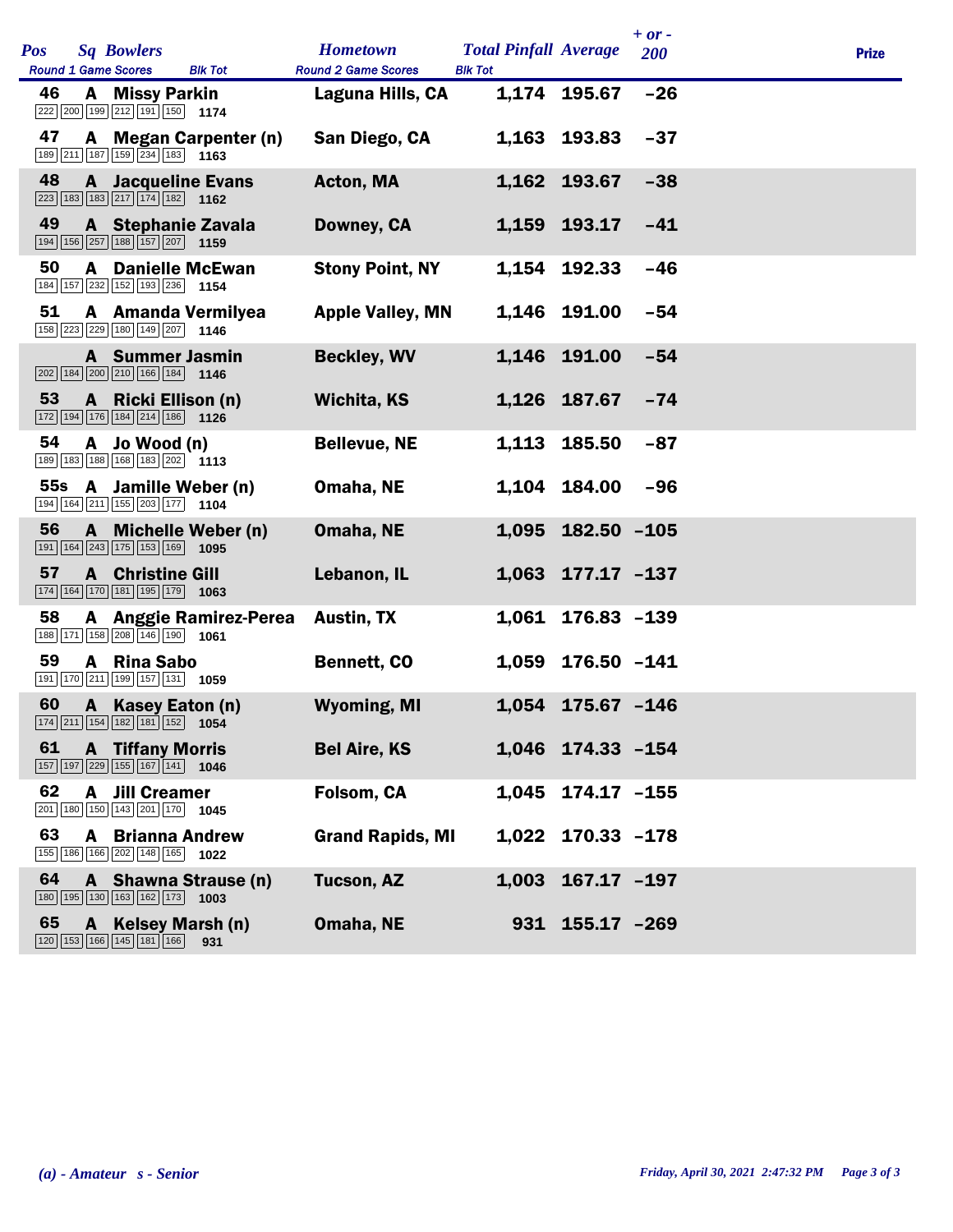| Pos | Sq | Bowlers / Round 1 Game Scores | Blk Tot | Hometown | Total Pinfall | Average | + or - 200 | Prize |
|---|---|---|---|---|---|---|---|---|
| 46 | A | Missy Parkin<br>222 200 199 212 191 150 | 1174 | Laguna Hills, CA | 1,174 | 195.67 | -26 | |
| 47 | A | Megan Carpenter (n)<br>189 211 187 159 234 183 | 1163 | San Diego, CA | 1,163 | 193.83 | -37 | |
| 48 | A | Jacqueline Evans<br>223 183 183 217 174 182 | 1162 | Acton, MA | 1,162 | 193.67 | -38 | |
| 49 | A | Stephanie Zavala<br>194 156 257 188 157 207 | 1159 | Downey, CA | 1,159 | 193.17 | -41 | |
| 50 | A | Danielle McEwan<br>184 157 232 152 193 236 | 1154 | Stony Point, NY | 1,154 | 192.33 | -46 | |
| 51 | A | Amanda Vermilyea<br>158 223 229 180 149 207 | 1146 | Apple Valley, MN | 1,146 | 191.00 | -54 | |
| | A | Summer Jasmin<br>202 184 200 210 166 184 | 1146 | Beckley, WV | 1,146 | 191.00 | -54 | |
| 53 | A | Ricki Ellison (n)<br>172 194 176 184 214 186 | 1126 | Wichita, KS | 1,126 | 187.67 | -74 | |
| 54 | A | Jo Wood (n)<br>189 183 188 168 183 202 | 1113 | Bellevue, NE | 1,113 | 185.50 | -87 | |
| 55s | A | Jamille Weber (n)<br>194 164 211 155 203 177 | 1104 | Omaha, NE | 1,104 | 184.00 | -96 | |
| 56 | A | Michelle Weber (n)<br>191 164 243 175 153 169 | 1095 | Omaha, NE | 1,095 | 182.50 | -105 | |
| 57 | A | Christine Gill<br>174 164 170 181 195 179 | 1063 | Lebanon, IL | 1,063 | 177.17 | -137 | |
| 58 | A | Anggie Ramirez-Perea<br>188 171 158 208 146 190 | 1061 | Austin, TX | 1,061 | 176.83 | -139 | |
| 59 | A | Rina Sabo<br>191 170 211 199 157 131 | 1059 | Bennett, CO | 1,059 | 176.50 | -141 | |
| 60 | A | Kasey Eaton (n)<br>174 211 154 182 181 152 | 1054 | Wyoming, MI | 1,054 | 175.67 | -146 | |
| 61 | A | Tiffany Morris<br>157 197 229 155 167 141 | 1046 | Bel Aire, KS | 1,046 | 174.33 | -154 | |
| 62 | A | Jill Creamer<br>201 180 150 143 201 170 | 1045 | Folsom, CA | 1,045 | 174.17 | -155 | |
| 63 | A | Brianna Andrew<br>155 186 166 202 148 165 | 1022 | Grand Rapids, MI | 1,022 | 170.33 | -178 | |
| 64 | A | Shawna Strause (n)<br>180 195 130 163 162 173 | 1003 | Tucson, AZ | 1,003 | 167.17 | -197 | |
| 65 | A | Kelsey Marsh (n)<br>120 153 166 145 181 166 | 931 | Omaha, NE | 931 | 155.17 | -269 | |

*(a) - Amateur s - Senior*

*Friday, April 30, 2021 2:47:32 PM*